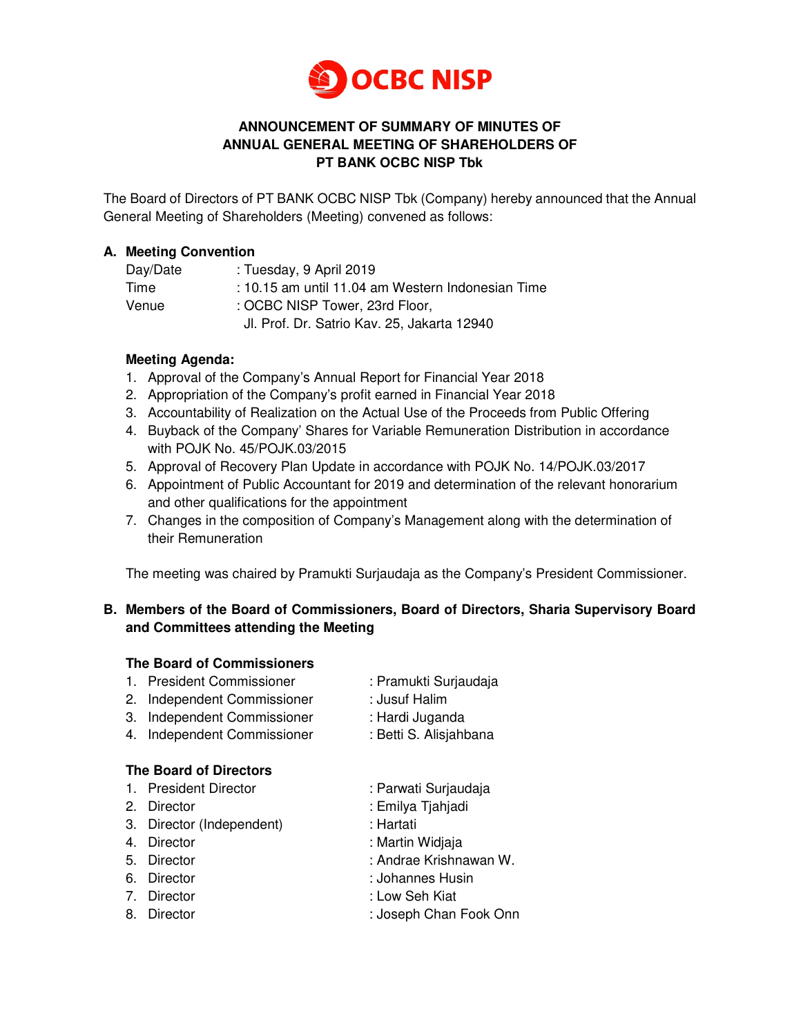OCBC NISP

# ANNOUNCEMENT OF SUMMARY OF MINUTES OF ANNUAL GENERAL MEETING OF SHAREHOLDERS OF PT BANK OCBC NISP Tbk

The Board of Directors of PT BANK OCBC NISP Tbk (Company) hereby announced that the Annual General Meeting of Shareholders (Meeting) convened as follows:

## A. Meeting Convention

Day/Date : Tuesday, 9 April 2019
Time : 10.15 am until 11.04 am Western Indonesian Time
Venue : OCBC NISP Tower, 23rd Floor,
Jl. Prof. Dr. Satrio Kav. 25, Jakarta 12940

**Meeting Agenda:**

1. Approval of the Company's Annual Report for Financial Year 2018
2. Appropriation of the Company's profit earned in Financial Year 2018
3. Accountability of Realization on the Actual Use of the Proceeds from Public Offering
4. Buyback of the Company' Shares for Variable Remuneration Distribution in accordance with POJK No. 45/POJK.03/2015
5. Approval of Recovery Plan Update in accordance with POJK No. 14/POJK.03/2017
6. Appointment of Public Accountant for 2019 and determination of the relevant honorarium and other qualifications for the appointment
7. Changes in the composition of Company's Management along with the determination of their Remuneration

The meeting was chaired by Pramukti Surjaudaja as the Company's President Commissioner.

## B. Members of the Board of Commissioners, Board of Directors, Sharia Supervisory Board and Committees attending the Meeting

**The Board of Commissioners**

1. President Commissioner : Pramukti Surjaudaja
2. Independent Commissioner : Jusuf Halim
3. Independent Commissioner : Hardi Juganda
4. Independent Commissioner : Betti S. Alisjahbana

**The Board of Directors**

1. President Director : Parwati Surjaudaja
2. Director : Emilya Tjahjadi
3. Director (Independent) : Hartati
4. Director : Martin Widjaja
5. Director : Andrae Krishnawan W.
6. Director : Johannes Husin
7. Director : Low Seh Kiat
8. Director : Joseph Chan Fook Onn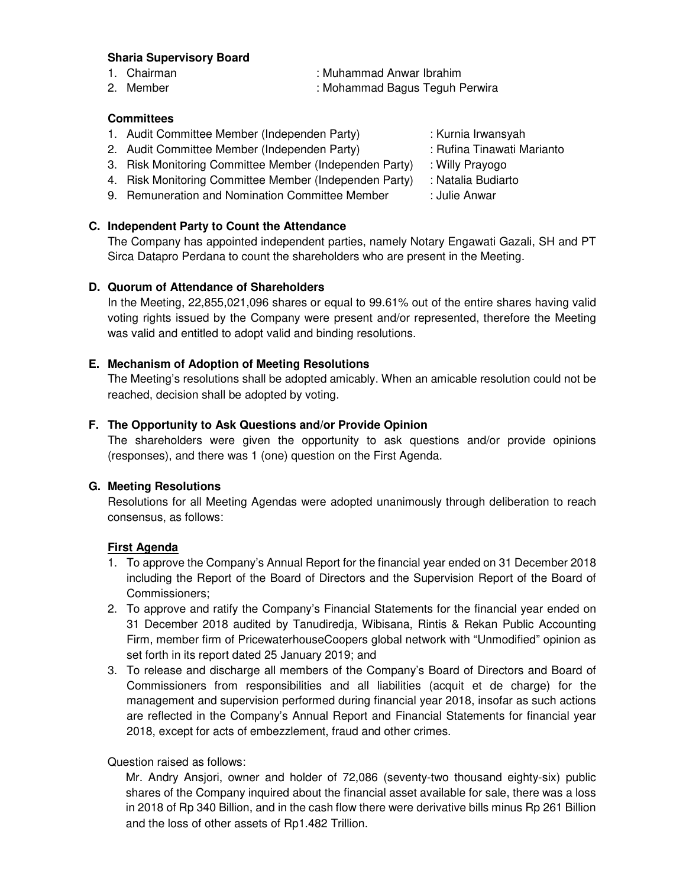**Sharia Supervisory Board**

1. Chairman : Muhammad Anwar Ibrahim
2. Member : Mohammad Bagus Teguh Perwira

**Committees**

1. Audit Committee Member (Independen Party) : Kurnia Irwansyah
2. Audit Committee Member (Independen Party) : Rufina Tinawati Marianto
3. Risk Monitoring Committee Member (Independen Party) : Willy Prayogo
4. Risk Monitoring Committee Member (Independen Party) : Natalia Budiarto
9. Remuneration and Nomination Committee Member : Julie Anwar

### C. Independent Party to Count the Attendance

The Company has appointed independent parties, namely Notary Engawati Gazali, SH and PT Sirca Datapro Perdana to count the shareholders who are present in the Meeting.

### D. Quorum of Attendance of Shareholders

In the Meeting, 22,855,021,096 shares or equal to 99.61% out of the entire shares having valid voting rights issued by the Company were present and/or represented, therefore the Meeting was valid and entitled to adopt valid and binding resolutions.

### E. Mechanism of Adoption of Meeting Resolutions

The Meeting's resolutions shall be adopted amicably. When an amicable resolution could not be reached, decision shall be adopted by voting.

### F. The Opportunity to Ask Questions and/or Provide Opinion

The shareholders were given the opportunity to ask questions and/or provide opinions (responses), and there was 1 (one) question on the First Agenda.

### G. Meeting Resolutions

Resolutions for all Meeting Agendas were adopted unanimously through deliberation to reach consensus, as follows:

**First Agenda**

1. To approve the Company's Annual Report for the financial year ended on 31 December 2018 including the Report of the Board of Directors and the Supervision Report of the Board of Commissioners;
2. To approve and ratify the Company's Financial Statements for the financial year ended on 31 December 2018 audited by Tanudiredja, Wibisana, Rintis & Rekan Public Accounting Firm, member firm of PricewaterhouseCoopers global network with "Unmodified" opinion as set forth in its report dated 25 January 2019; and
3. To release and discharge all members of the Company's Board of Directors and Board of Commissioners from responsibilities and all liabilities (acquit et de charge) for the management and supervision performed during financial year 2018, insofar as such actions are reflected in the Company's Annual Report and Financial Statements for financial year 2018, except for acts of embezzlement, fraud and other crimes.

Question raised as follows:

Mr. Andry Ansjori, owner and holder of 72,086 (seventy-two thousand eighty-six) public shares of the Company inquired about the financial asset available for sale, there was a loss in 2018 of Rp 340 Billion, and in the cash flow there were derivative bills minus Rp 261 Billion and the loss of other assets of Rp1.482 Trillion.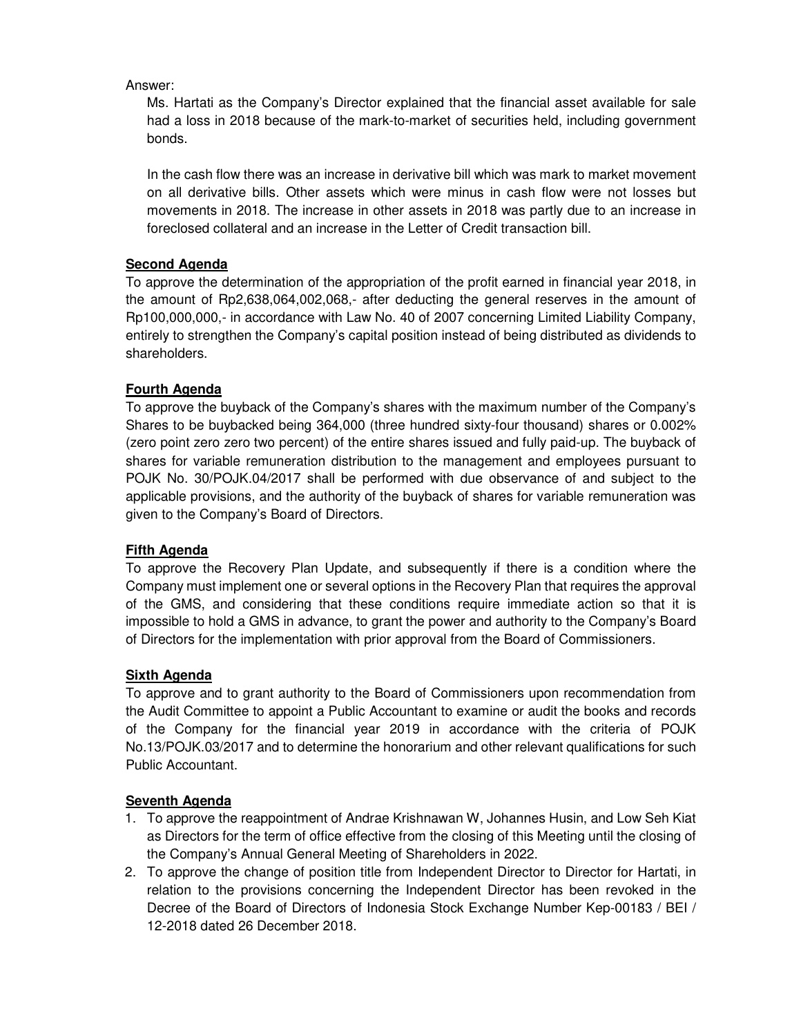Answer:

Ms. Hartati as the Company's Director explained that the financial asset available for sale had a loss in 2018 because of the mark-to-market of securities held, including government bonds.

In the cash flow there was an increase in derivative bill which was mark to market movement on all derivative bills. Other assets which were minus in cash flow were not losses but movements in 2018. The increase in other assets in 2018 was partly due to an increase in foreclosed collateral and an increase in the Letter of Credit transaction bill.

**Second Agenda**

To approve the determination of the appropriation of the profit earned in financial year 2018, in the amount of Rp2,638,064,002,068,- after deducting the general reserves in the amount of Rp100,000,000,- in accordance with Law No. 40 of 2007 concerning Limited Liability Company, entirely to strengthen the Company's capital position instead of being distributed as dividends to shareholders.

**Fourth Agenda**

To approve the buyback of the Company's shares with the maximum number of the Company's Shares to be buybacked being 364,000 (three hundred sixty-four thousand) shares or 0.002% (zero point zero zero two percent) of the entire shares issued and fully paid-up. The buyback of shares for variable remuneration distribution to the management and employees pursuant to POJK No. 30/POJK.04/2017 shall be performed with due observance of and subject to the applicable provisions, and the authority of the buyback of shares for variable remuneration was given to the Company's Board of Directors.

**Fifth Agenda**

To approve the Recovery Plan Update, and subsequently if there is a condition where the Company must implement one or several options in the Recovery Plan that requires the approval of the GMS, and considering that these conditions require immediate action so that it is impossible to hold a GMS in advance, to grant the power and authority to the Company's Board of Directors for the implementation with prior approval from the Board of Commissioners.

**Sixth Agenda**

To approve and to grant authority to the Board of Commissioners upon recommendation from the Audit Committee to appoint a Public Accountant to examine or audit the books and records of the Company for the financial year 2019 in accordance with the criteria of POJK No.13/POJK.03/2017 and to determine the honorarium and other relevant qualifications for such Public Accountant.

**Seventh Agenda**

1. To approve the reappointment of Andrae Krishnawan W, Johannes Husin, and Low Seh Kiat as Directors for the term of office effective from the closing of this Meeting until the closing of the Company's Annual General Meeting of Shareholders in 2022.
2. To approve the change of position title from Independent Director to Director for Hartati, in relation to the provisions concerning the Independent Director has been revoked in the Decree of the Board of Directors of Indonesia Stock Exchange Number Kep-00183 / BEI / 12-2018 dated 26 December 2018.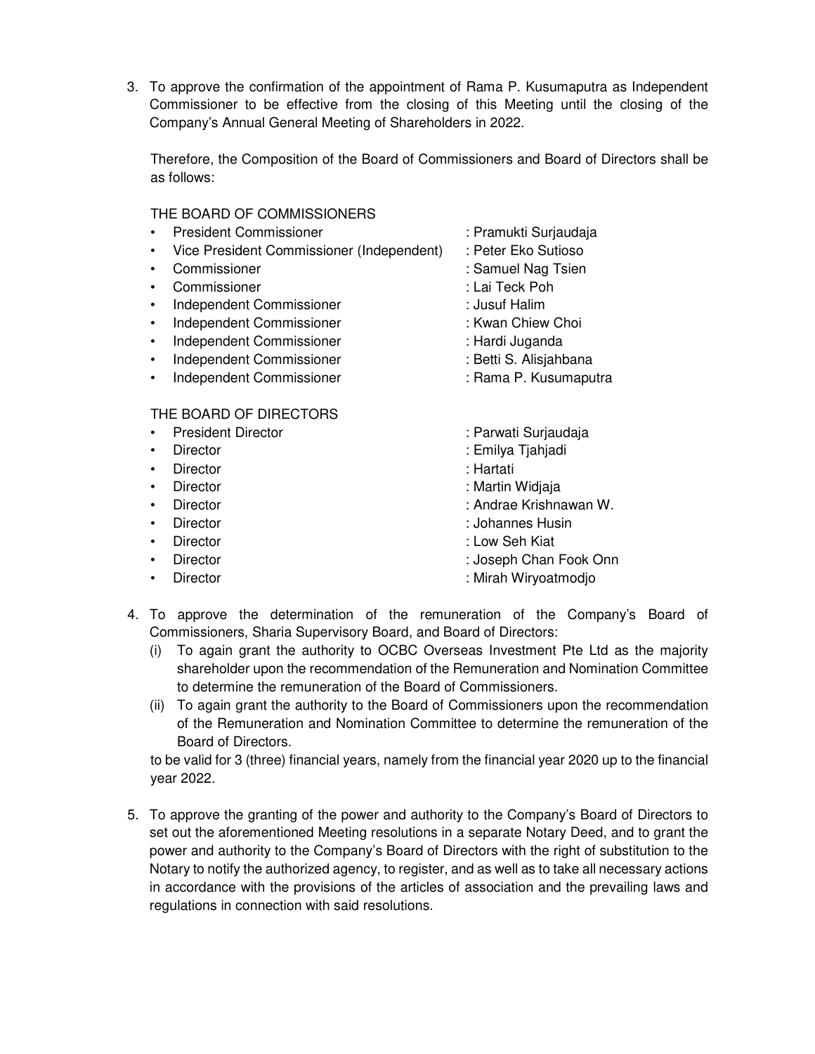3. To approve the confirmation of the appointment of Rama P. Kusumaputra as Independent Commissioner to be effective from the closing of this Meeting until the closing of the Company's Annual General Meeting of Shareholders in 2022.

   Therefore, the Composition of the Board of Commissioners and Board of Directors shall be as follows:

   THE BOARD OF COMMISSIONERS

   - President Commissioner : Pramukti Surjaudaja
   - Vice President Commissioner (Independent) : Peter Eko Sutioso
   - Commissioner : Samuel Nag Tsien
   - Commissioner : Lai Teck Poh
   - Independent Commissioner : Jusuf Halim
   - Independent Commissioner : Kwan Chiew Choi
   - Independent Commissioner : Hardi Juganda
   - Independent Commissioner : Betti S. Alisjahbana
   - Independent Commissioner : Rama P. Kusumaputra

   THE BOARD OF DIRECTORS

   - President Director : Parwati Surjaudaja
   - Director : Emilya Tjahjadi
   - Director : Hartati
   - Director : Martin Widjaja
   - Director : Andrae Krishnawan W.
   - Director : Johannes Husin
   - Director : Low Seh Kiat
   - Director : Joseph Chan Fook Onn
   - Director : Mirah Wiryoatmodjo

4. To approve the determination of the remuneration of the Company's Board of Commissioners, Sharia Supervisory Board, and Board of Directors:
   (i) To again grant the authority to OCBC Overseas Investment Pte Ltd as the majority shareholder upon the recommendation of the Remuneration and Nomination Committee to determine the remuneration of the Board of Commissioners.
   (ii) To again grant the authority to the Board of Commissioners upon the recommendation of the Remuneration and Nomination Committee to determine the remuneration of the Board of Directors.

   to be valid for 3 (three) financial years, namely from the financial year 2020 up to the financial year 2022.

5. To approve the granting of the power and authority to the Company's Board of Directors to set out the aforementioned Meeting resolutions in a separate Notary Deed, and to grant the power and authority to the Company's Board of Directors with the right of substitution to the Notary to notify the authorized agency, to register, and as well as to take all necessary actions in accordance with the provisions of the articles of association and the prevailing laws and regulations in connection with said resolutions.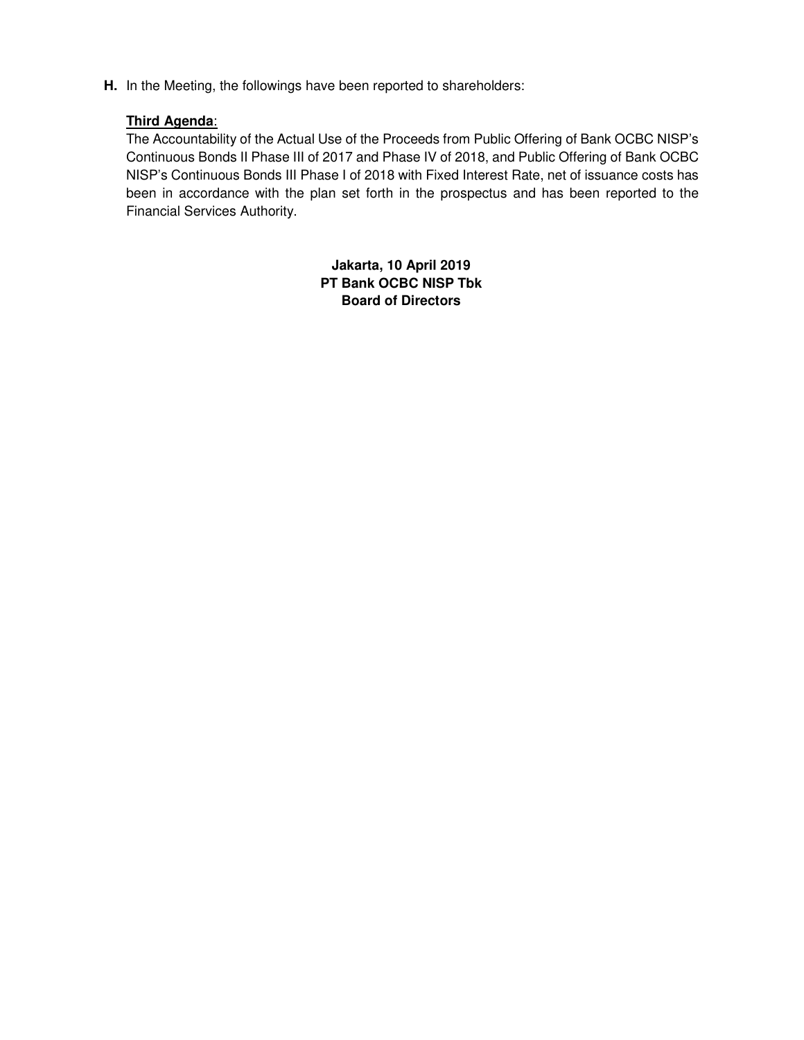**H.** In the Meeting, the followings have been reported to shareholders:

**Third Agenda**:

The Accountability of the Actual Use of the Proceeds from Public Offering of Bank OCBC NISP's Continuous Bonds II Phase III of 2017 and Phase IV of 2018, and Public Offering of Bank OCBC NISP's Continuous Bonds III Phase I of 2018 with Fixed Interest Rate, net of issuance costs has been in accordance with the plan set forth in the prospectus and has been reported to the Financial Services Authority.

**Jakarta, 10 April 2019**
**PT Bank OCBC NISP Tbk**
**Board of Directors**